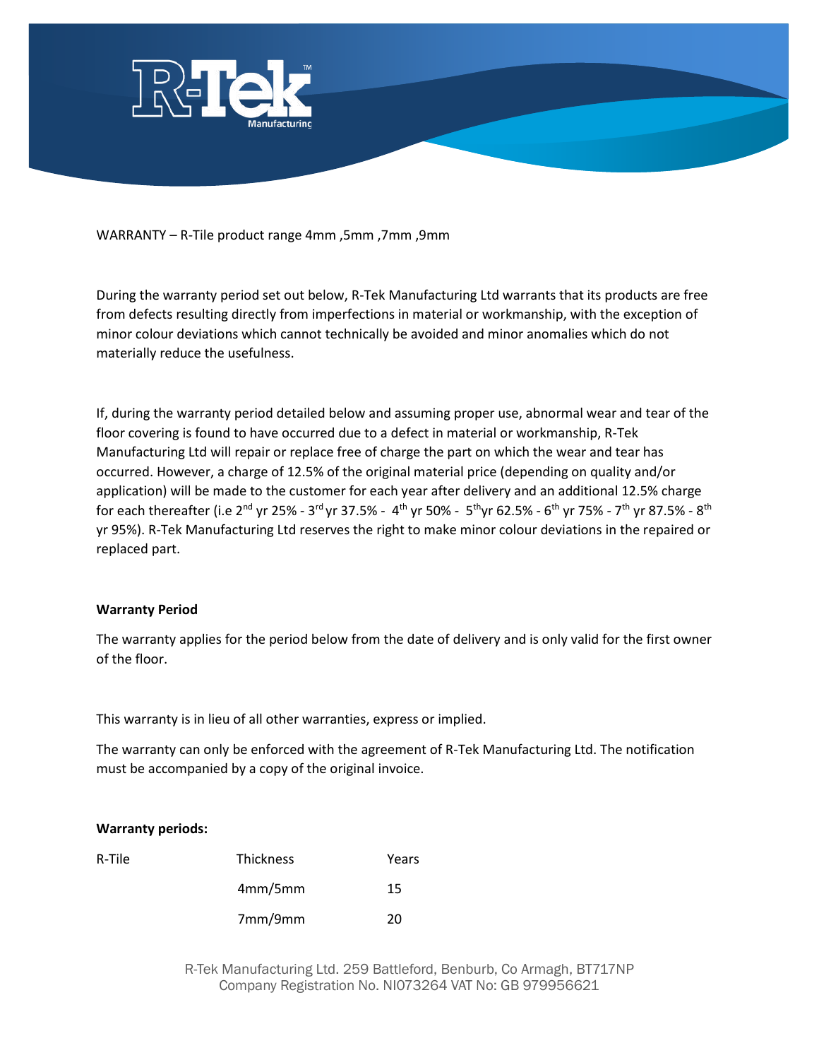WARRANTY – R-Tile product range 4mm ,5mm ,7mm ,9mm

During the warranty period set out below, R-Tek Manufacturing Ltd warrants that its products are free from defects resulting directly from imperfections in material or workmanship, with the exception of minor colour deviations which cannot technically be avoided and minor anomalies which do not materially reduce the usefulness.

If, during the warranty period detailed below and assuming proper use, abnormal wear and tear of the floor covering is found to have occurred due to a defect in material or workmanship, R-Tek Manufacturing Ltd will repair or replace free of charge the part on which the wear and tear has occurred. However, a charge of 12.5% of the original material price (depending on quality and/or application) will be made to the customer for each year after delivery and an additional 12.5% charge for each thereafter (i.e 2nd yr 25% - 3rd yr 37.5% - 4th yr 50% - 5th yr 62.5% - 6th yr 75% - 7th yr 87.5% - 8th yr 95%). R-Tek Manufacturing Ltd reserves the right to make minor colour deviations in the repaired or replaced part.

**Warranty Period**

The warranty applies for the period below from the date of delivery and is only valid for the first owner of the floor.

This warranty is in lieu of all other warranties, express or implied.

The warranty can only be enforced with the agreement of R-Tek Manufacturing Ltd. The notification must be accompanied by a copy of the original invoice.

**Warranty periods:**

| R-Tile | Thickness | Years |
|---|---|---|
| | 4mm/5mm | 15 |
| | 7mm/9mm | 20 |

R-Tek Manufacturing Ltd. 259 Battleford, Benburb, Co Armagh, BT717NP
Company Registration No. NI073264 VAT No: GB 979956621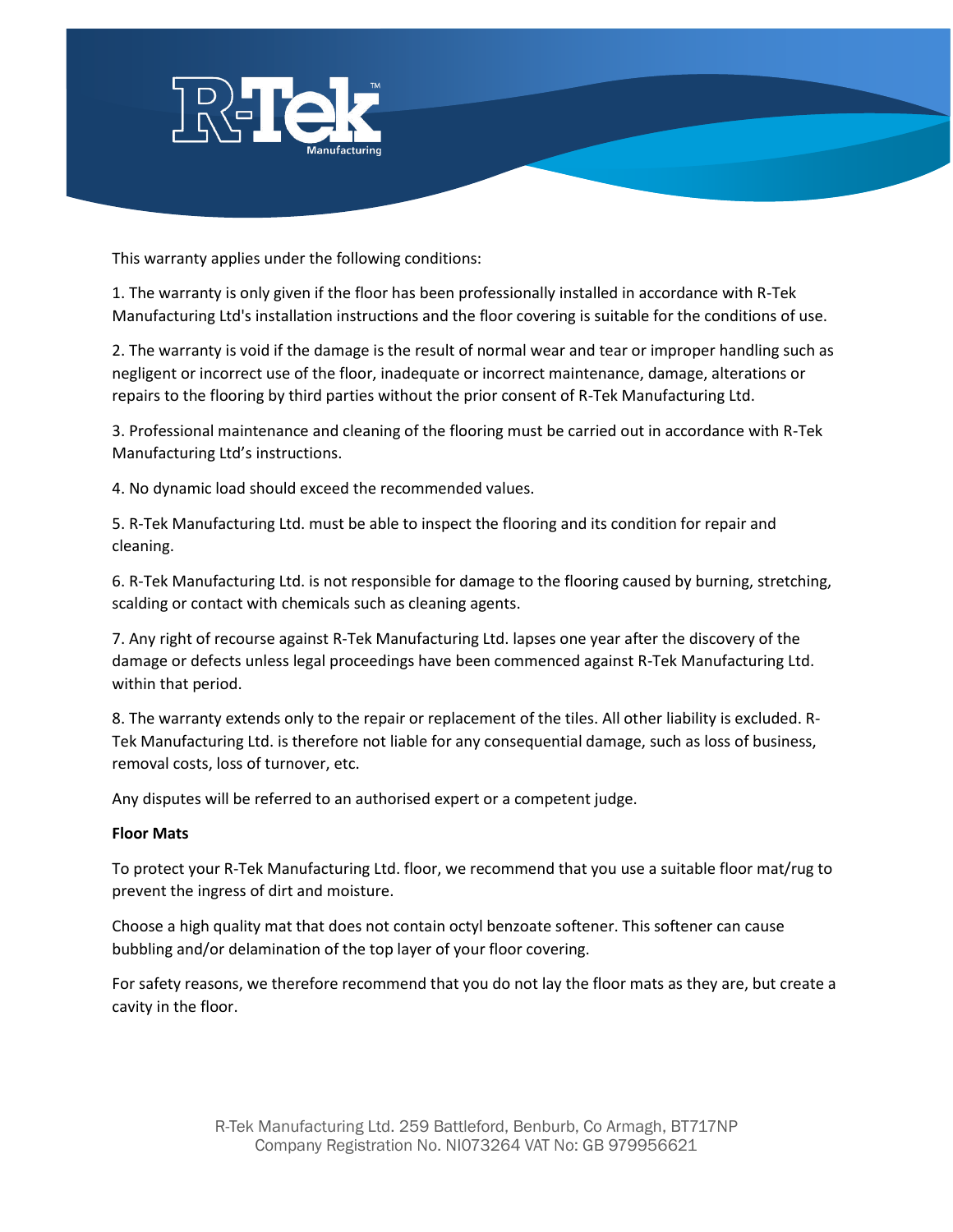This warranty applies under the following conditions:

1. The warranty is only given if the floor has been professionally installed in accordance with R-Tek Manufacturing Ltd's installation instructions and the floor covering is suitable for the conditions of use.

2. The warranty is void if the damage is the result of normal wear and tear or improper handling such as negligent or incorrect use of the floor, inadequate or incorrect maintenance, damage, alterations or repairs to the flooring by third parties without the prior consent of R-Tek Manufacturing Ltd.

3. Professional maintenance and cleaning of the flooring must be carried out in accordance with R-Tek Manufacturing Ltd's instructions.

4. No dynamic load should exceed the recommended values.

5. R-Tek Manufacturing Ltd. must be able to inspect the flooring and its condition for repair and cleaning.

6. R-Tek Manufacturing Ltd. is not responsible for damage to the flooring caused by burning, stretching, scalding or contact with chemicals such as cleaning agents.

7. Any right of recourse against R-Tek Manufacturing Ltd. lapses one year after the discovery of the damage or defects unless legal proceedings have been commenced against R-Tek Manufacturing Ltd. within that period.

8. The warranty extends only to the repair or replacement of the tiles. All other liability is excluded. R-Tek Manufacturing Ltd. is therefore not liable for any consequential damage, such as loss of business, removal costs, loss of turnover, etc.

Any disputes will be referred to an authorised expert or a competent judge.

**Floor Mats**

To protect your R-Tek Manufacturing Ltd. floor, we recommend that you use a suitable floor mat/rug to prevent the ingress of dirt and moisture.

Choose a high quality mat that does not contain octyl benzoate softener. This softener can cause bubbling and/or delamination of the top layer of your floor covering.

For safety reasons, we therefore recommend that you do not lay the floor mats as they are, but create a cavity in the floor.